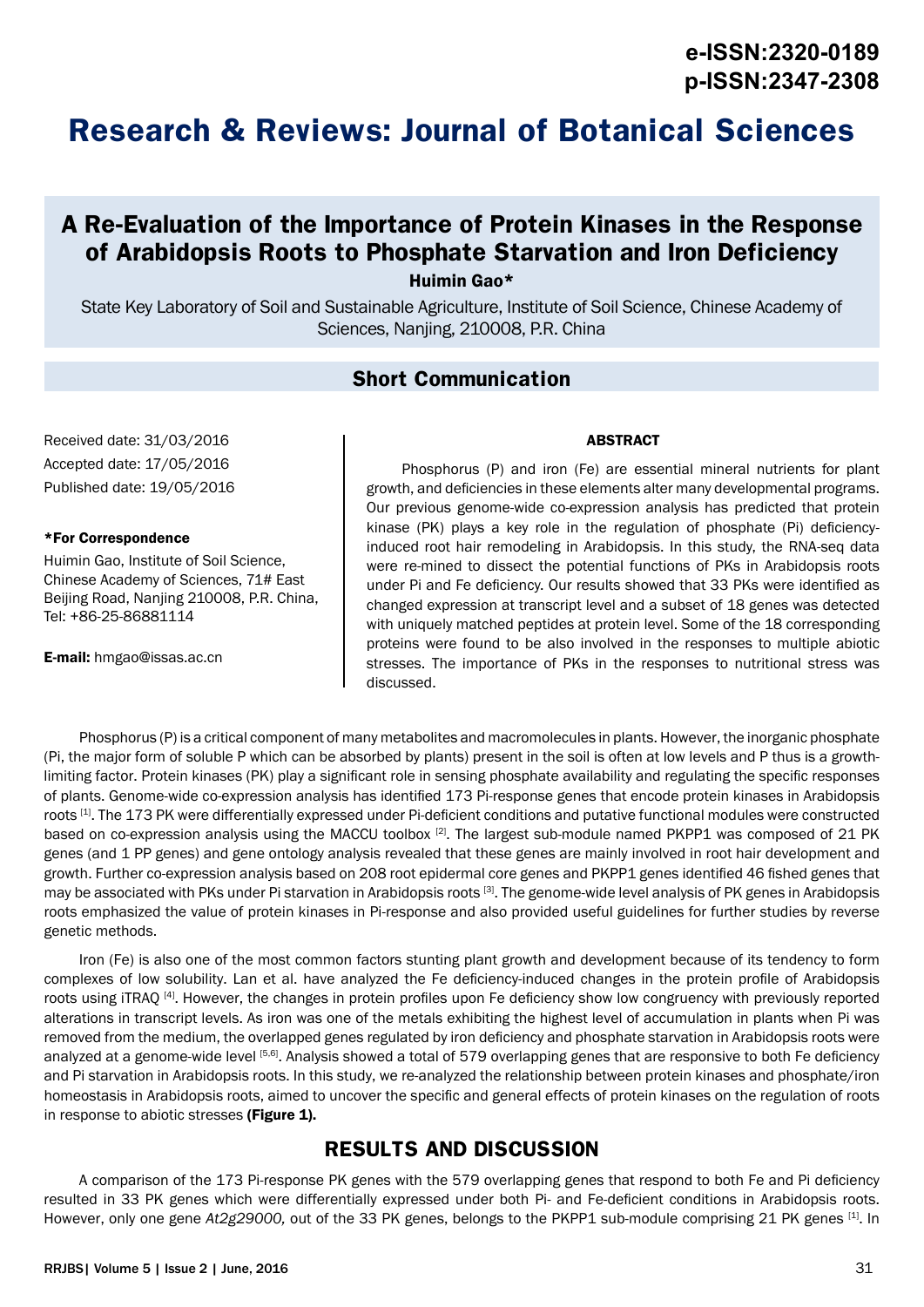# A Re-Evaluation of the Importance of Protein Kinases in the Response of Arabidopsis Roots to Phosphate Starvation and Iron Deficiency

**Huimin Gao***

State Key Laboratory of Soil and Sustainable Agriculture, Institute of Soil Science, Chinese Academy of Sciences, Nanjing, 210008, P.R. China

## Short Communication

Received date: 31/03/2016
Accepted date: 17/05/2016
Published date: 19/05/2016

**\*For Correspondence**

Huimin Gao, Institute of Soil Science, Chinese Academy of Sciences, 71# East Beijing Road, Nanjing 210008, P.R. China, Tel: +86-25-86881114

**E-mail:** hmgao@issas.ac.cn

### ABSTRACT

Phosphorus (P) and iron (Fe) are essential mineral nutrients for plant growth, and deficiencies in these elements alter many developmental programs. Our previous genome-wide co-expression analysis has predicted that protein kinase (PK) plays a key role in the regulation of phosphate (Pi) deficiency-induced root hair remodeling in Arabidopsis. In this study, the RNA-seq data were re-mined to dissect the potential functions of PKs in Arabidopsis roots under Pi and Fe deficiency. Our results showed that 33 PKs were identified as changed expression at transcript level and a subset of 18 genes was detected with uniquely matched peptides at protein level. Some of the 18 corresponding proteins were found to be also involved in the responses to multiple abiotic stresses. The importance of PKs in the responses to nutritional stress was discussed.

Phosphorus (P) is a critical component of many metabolites and macromolecules in plants. However, the inorganic phosphate (Pi, the major form of soluble P which can be absorbed by plants) present in the soil is often at low levels and P thus is a growth-limiting factor. Protein kinases (PK) play a significant role in sensing phosphate availability and regulating the specific responses of plants. Genome-wide co-expression analysis has identified 173 Pi-response genes that encode protein kinases in Arabidopsis roots [1]. The 173 PK were differentially expressed under Pi-deficient conditions and putative functional modules were constructed based on co-expression analysis using the MACCU toolbox [2]. The largest sub-module named PKPP1 was composed of 21 PK genes (and 1 PP genes) and gene ontology analysis revealed that these genes are mainly involved in root hair development and growth. Further co-expression analysis based on 208 root epidermal core genes and PKPP1 genes identified 46 fished genes that may be associated with PKs under Pi starvation in Arabidopsis roots [3]. The genome-wide level analysis of PK genes in Arabidopsis roots emphasized the value of protein kinases in Pi-response and also provided useful guidelines for further studies by reverse genetic methods.

Iron (Fe) is also one of the most common factors stunting plant growth and development because of its tendency to form complexes of low solubility. Lan et al. have analyzed the Fe deficiency-induced changes in the protein profile of Arabidopsis roots using iTRAQ [4]. However, the changes in protein profiles upon Fe deficiency show low congruency with previously reported alterations in transcript levels. As iron was one of the metals exhibiting the highest level of accumulation in plants when Pi was removed from the medium, the overlapped genes regulated by iron deficiency and phosphate starvation in Arabidopsis roots were analyzed at a genome-wide level [5,6]. Analysis showed a total of 579 overlapping genes that are responsive to both Fe deficiency and Pi starvation in Arabidopsis roots. In this study, we re-analyzed the relationship between protein kinases and phosphate/iron homeostasis in Arabidopsis roots, aimed to uncover the specific and general effects of protein kinases on the regulation of roots in response to abiotic stresses **(Figure 1).**

## RESULTS AND DISCUSSION

A comparison of the 173 Pi-response PK genes with the 579 overlapping genes that respond to both Fe and Pi deficiency resulted in 33 PK genes which were differentially expressed under both Pi- and Fe-deficient conditions in Arabidopsis roots. However, only one gene *At2g29000,* out of the 33 PK genes, belongs to the PKPP1 sub-module comprising 21 PK genes [1]. In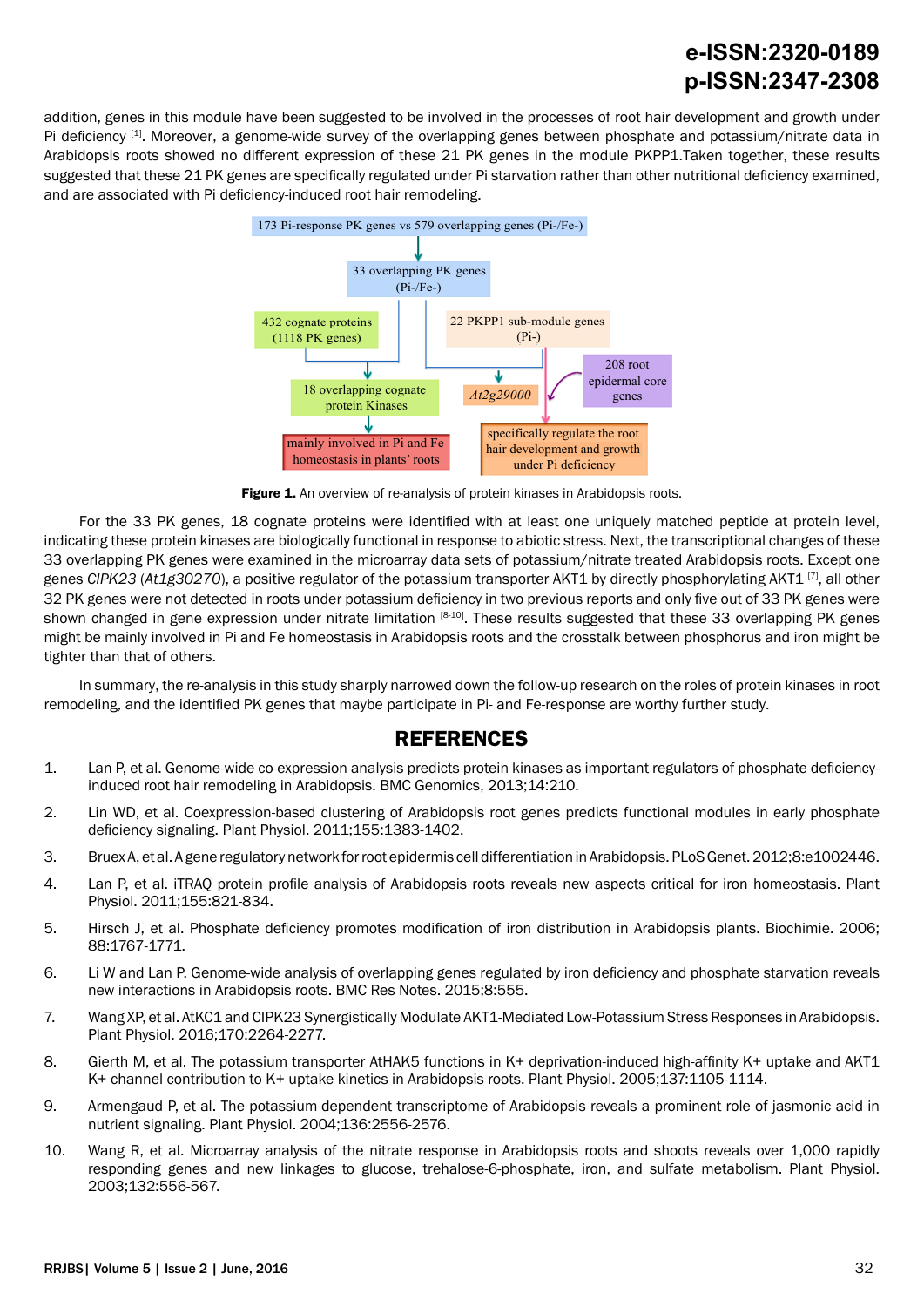addition, genes in this module have been suggested to be involved in the processes of root hair development and growth under Pi deficiency [1]. Moreover, a genome-wide survey of the overlapping genes between phosphate and potassium/nitrate data in Arabidopsis roots showed no different expression of these 21 PK genes in the module PKPP1.Taken together, these results suggested that these 21 PK genes are specifically regulated under Pi starvation rather than other nutritional deficiency examined, and are associated with Pi deficiency-induced root hair remodeling.

173 Pi-response PK genes vs 579 overlapping genes (Pi-/Fe-)

33 overlapping PK genes (Pi-/Fe-)

432 cognate proteins (1118 PK genes)

22 PKPP1 sub-module genes (Pi-)

208 root epidermal core genes

18 overlapping cognate protein Kinases

*At2g29000*

mainly involved in Pi and Fe homeostasis in plants' roots

specifically regulate the root hair development and growth under Pi deficiency

**Figure 1.** An overview of re-analysis of protein kinases in Arabidopsis roots.

For the 33 PK genes, 18 cognate proteins were identified with at least one uniquely matched peptide at protein level, indicating these protein kinases are biologically functional in response to abiotic stress. Next, the transcriptional changes of these 33 overlapping PK genes were examined in the microarray data sets of potassium/nitrate treated Arabidopsis roots. Except one genes *CIPK23* (*At1g30270*), a positive regulator of the potassium transporter AKT1 by directly phosphorylating AKT1 [7], all other 32 PK genes were not detected in roots under potassium deficiency in two previous reports and only five out of 33 PK genes were shown changed in gene expression under nitrate limitation [8-10]. These results suggested that these 33 overlapping PK genes might be mainly involved in Pi and Fe homeostasis in Arabidopsis roots and the crosstalk between phosphorus and iron might be tighter than that of others.

In summary, the re-analysis in this study sharply narrowed down the follow-up research on the roles of protein kinases in root remodeling, and the identified PK genes that maybe participate in Pi- and Fe-response are worthy further study.

## REFERENCES

1. Lan P, et al. Genome-wide co-expression analysis predicts protein kinases as important regulators of phosphate deficiency-induced root hair remodeling in Arabidopsis. BMC Genomics, 2013;14:210.
2. Lin WD, et al. Coexpression-based clustering of Arabidopsis root genes predicts functional modules in early phosphate deficiency signaling. Plant Physiol. 2011;155:1383-1402.
3. Bruex A, et al. A gene regulatory network for root epidermis cell differentiation in Arabidopsis. PLoS Genet. 2012;8:e1002446.
4. Lan P, et al. iTRAQ protein profile analysis of Arabidopsis roots reveals new aspects critical for iron homeostasis. Plant Physiol. 2011;155:821-834.
5. Hirsch J, et al. Phosphate deficiency promotes modification of iron distribution in Arabidopsis plants. Biochimie. 2006; 88:1767-1771.
6. Li W and Lan P. Genome-wide analysis of overlapping genes regulated by iron deficiency and phosphate starvation reveals new interactions in Arabidopsis roots. BMC Res Notes. 2015;8:555.
7. Wang XP, et al. AtKC1 and CIPK23 Synergistically Modulate AKT1-Mediated Low-Potassium Stress Responses in Arabidopsis. Plant Physiol. 2016;170:2264-2277.
8. Gierth M, et al. The potassium transporter AtHAK5 functions in K+ deprivation-induced high-affinity K+ uptake and AKT1 K+ channel contribution to K+ uptake kinetics in Arabidopsis roots. Plant Physiol. 2005;137:1105-1114.
9. Armengaud P, et al. The potassium-dependent transcriptome of Arabidopsis reveals a prominent role of jasmonic acid in nutrient signaling. Plant Physiol. 2004;136:2556-2576.
10. Wang R, et al. Microarray analysis of the nitrate response in Arabidopsis roots and shoots reveals over 1,000 rapidly responding genes and new linkages to glucose, trehalose-6-phosphate, iron, and sulfate metabolism. Plant Physiol. 2003;132:556-567.